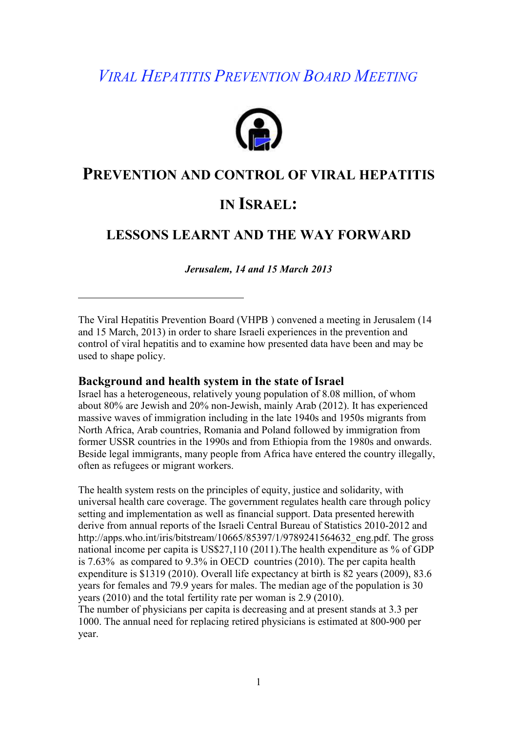# *VIRAL HEPATITIS PREVENTION BOARD MEETING*

## PREVENTION AND CONTROL OF VIRAL HEPATITIS IN ISRAEL:

## LESSONS LEARNT AND THE WAY FORWARD

***Jerusalem, 14 and 15 March 2013***

---

The Viral Hepatitis Prevention Board (VHPB ) convened a meeting in Jerusalem (14 and 15 March, 2013) in order to share Israeli experiences in the prevention and control of viral hepatitis and to examine how presented data have been and may be used to shape policy.

### Background and health system in the state of Israel

Israel has a heterogeneous, relatively young population of 8.08 million, of whom about 80% are Jewish and 20% non-Jewish, mainly Arab (2012). It has experienced massive waves of immigration including in the late 1940s and 1950s migrants from North Africa, Arab countries, Romania and Poland followed by immigration from former USSR countries in the 1990s and from Ethiopia from the 1980s and onwards. Beside legal immigrants, many people from Africa have entered the country illegally, often as refugees or migrant workers.

The health system rests on the principles of equity, justice and solidarity, with universal health care coverage. The government regulates health care through policy setting and implementation as well as financial support. Data presented herewith derive from annual reports of the Israeli Central Bureau of Statistics 2010-2012 and http://apps.who.int/iris/bitstream/10665/85397/1/9789241564632_eng.pdf. The gross national income per capita is US$27,110 (2011).The health expenditure as % of GDP is 7.63% as compared to 9.3% in OECD countries (2010). The per capita health expenditure is $1319 (2010). Overall life expectancy at birth is 82 years (2009), 83.6 years for females and 79.9 years for males. The median age of the population is 30 years (2010) and the total fertility rate per woman is 2.9 (2010).
The number of physicians per capita is decreasing and at present stands at 3.3 per 1000. The annual need for replacing retired physicians is estimated at 800-900 per year.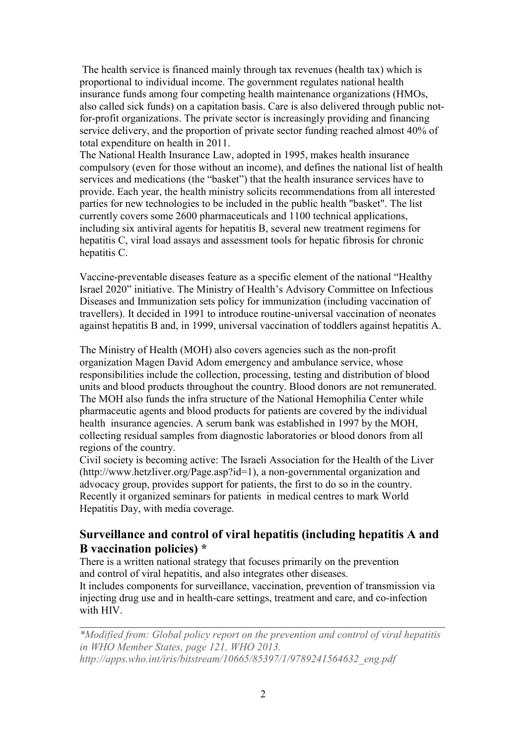The health service is financed mainly through tax revenues (health tax) which is proportional to individual income. The government regulates national health insurance funds among four competing health maintenance organizations (HMOs, also called sick funds) on a capitation basis. Care is also delivered through public not-for-profit organizations. The private sector is increasingly providing and financing service delivery, and the proportion of private sector funding reached almost 40% of total expenditure on health in 2011.

The National Health Insurance Law, adopted in 1995, makes health insurance compulsory (even for those without an income), and defines the national list of health services and medications (the "basket") that the health insurance services have to provide. Each year, the health ministry solicits recommendations from all interested parties for new technologies to be included in the public health "basket". The list currently covers some 2600 pharmaceuticals and 1100 technical applications, including six antiviral agents for hepatitis B, several new treatment regimens for hepatitis C, viral load assays and assessment tools for hepatic fibrosis for chronic hepatitis C.

Vaccine-preventable diseases feature as a specific element of the national "Healthy Israel 2020" initiative. The Ministry of Health's Advisory Committee on Infectious Diseases and Immunization sets policy for immunization (including vaccination of travellers). It decided in 1991 to introduce routine-universal vaccination of neonates against hepatitis B and, in 1999, universal vaccination of toddlers against hepatitis A.

The Ministry of Health (MOH) also covers agencies such as the non-profit organization Magen David Adom emergency and ambulance service, whose responsibilities include the collection, processing, testing and distribution of blood units and blood products throughout the country. Blood donors are not remunerated. The MOH also funds the infra structure of the National Hemophilia Center while pharmaceutic agents and blood products for patients are covered by the individual health insurance agencies. A serum bank was established in 1997 by the MOH, collecting residual samples from diagnostic laboratories or blood donors from all regions of the country.

Civil society is becoming active: The Israeli Association for the Health of the Liver (http://www.hetzliver.org/Page.asp?id=1), a non-governmental organization and advocacy group, provides support for patients, the first to do so in the country. Recently it organized seminars for patients in medical centres to mark World Hepatitis Day, with media coverage.

## Surveillance and control of viral hepatitis (including hepatitis A and B vaccination policies) *

There is a written national strategy that focuses primarily on the prevention and control of viral hepatitis, and also integrates other diseases.
It includes components for surveillance, vaccination, prevention of transmission via injecting drug use and in health-care settings, treatment and care, and co-infection with HIV.

---

*\*Modified from: Global policy report on the prevention and control of viral hepatitis in WHO Member States, page 121, WHO 2013. http://apps.who.int/iris/bitstream/10665/85397/1/9789241564632_eng.pdf*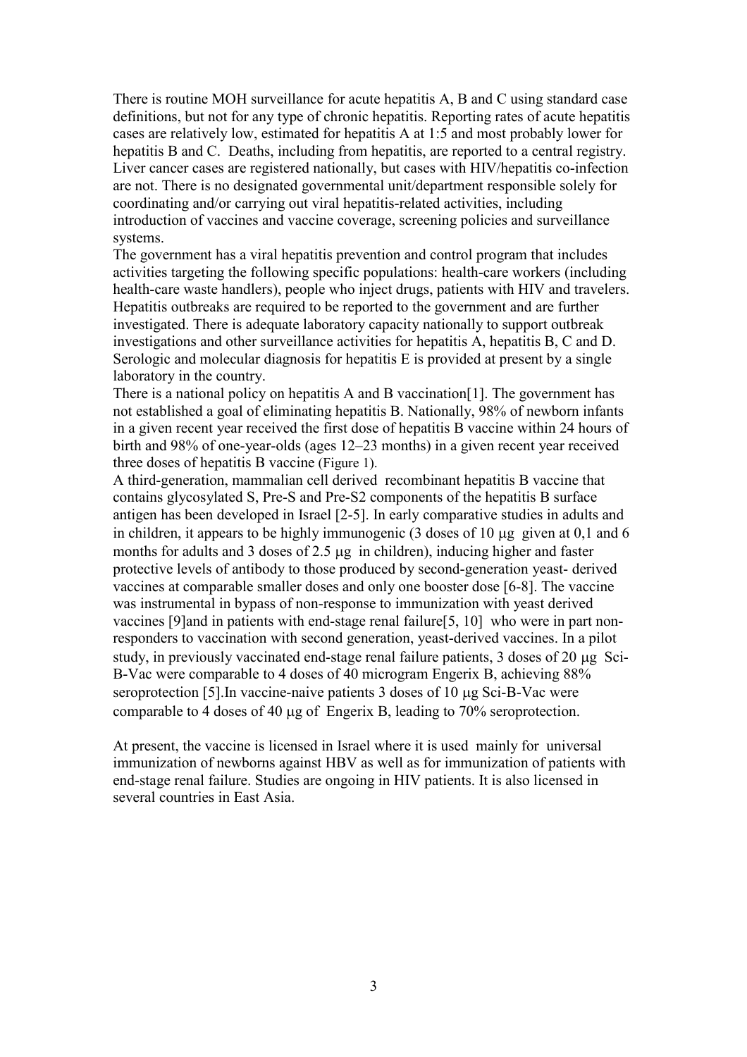There is routine MOH surveillance for acute hepatitis A, B and C using standard case definitions, but not for any type of chronic hepatitis. Reporting rates of acute hepatitis cases are relatively low, estimated for hepatitis A at 1:5 and most probably lower for hepatitis B and C. Deaths, including from hepatitis, are reported to a central registry. Liver cancer cases are registered nationally, but cases with HIV/hepatitis co-infection are not. There is no designated governmental unit/department responsible solely for coordinating and/or carrying out viral hepatitis-related activities, including introduction of vaccines and vaccine coverage, screening policies and surveillance systems.

The government has a viral hepatitis prevention and control program that includes activities targeting the following specific populations: health-care workers (including health-care waste handlers), people who inject drugs, patients with HIV and travelers. Hepatitis outbreaks are required to be reported to the government and are further investigated. There is adequate laboratory capacity nationally to support outbreak investigations and other surveillance activities for hepatitis A, hepatitis B, C and D. Serologic and molecular diagnosis for hepatitis E is provided at present by a single laboratory in the country.

There is a national policy on hepatitis A and B vaccination[1]. The government has not established a goal of eliminating hepatitis B. Nationally, 98% of newborn infants in a given recent year received the first dose of hepatitis B vaccine within 24 hours of birth and 98% of one-year-olds (ages 12–23 months) in a given recent year received three doses of hepatitis B vaccine (Figure 1).

A third-generation, mammalian cell derived recombinant hepatitis B vaccine that contains glycosylated S, Pre-S and Pre-S2 components of the hepatitis B surface antigen has been developed in Israel [2-5]. In early comparative studies in adults and in children, it appears to be highly immunogenic (3 doses of 10 μg given at 0,1 and 6 months for adults and 3 doses of 2.5 μg in children), inducing higher and faster protective levels of antibody to those produced by second-generation yeast- derived vaccines at comparable smaller doses and only one booster dose [6-8]. The vaccine was instrumental in bypass of non-response to immunization with yeast derived vaccines [9]and in patients with end-stage renal failure[5, 10] who were in part non-responders to vaccination with second generation, yeast-derived vaccines. In a pilot study, in previously vaccinated end-stage renal failure patients, 3 doses of 20 μg Sci-B-Vac were comparable to 4 doses of 40 microgram Engerix B, achieving 88% seroprotection [5].In vaccine-naive patients 3 doses of 10 μg Sci-B-Vac were comparable to 4 doses of 40 μg of Engerix B, leading to 70% seroprotection.

At present, the vaccine is licensed in Israel where it is used mainly for universal immunization of newborns against HBV as well as for immunization of patients with end-stage renal failure. Studies are ongoing in HIV patients. It is also licensed in several countries in East Asia.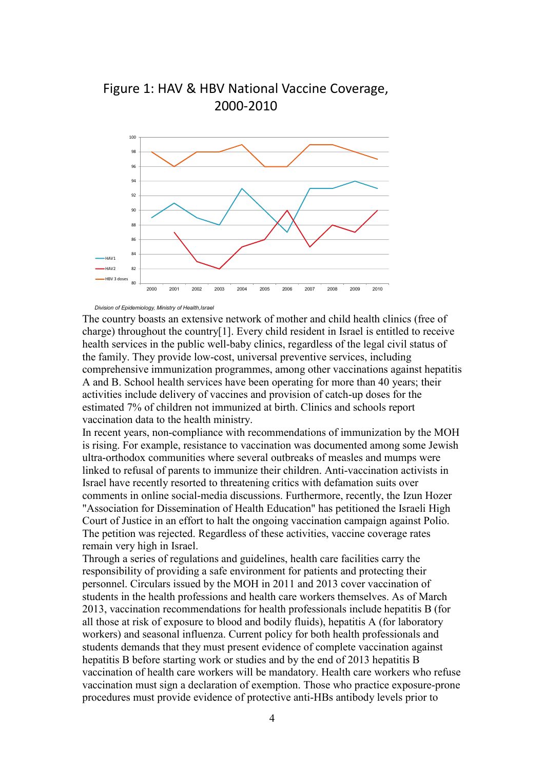Figure 1: HAV & HBV National Vaccine Coverage, 2000-2010

*Division of Epidemiology, Ministry of Health,Israel*

The country boasts an extensive network of mother and child health clinics (free of charge) throughout the country[1]. Every child resident in Israel is entitled to receive health services in the public well-baby clinics, regardless of the legal civil status of the family. They provide low-cost, universal preventive services, including comprehensive immunization programmes, among other vaccinations against hepatitis A and B. School health services have been operating for more than 40 years; their activities include delivery of vaccines and provision of catch-up doses for the estimated 7% of children not immunized at birth. Clinics and schools report vaccination data to the health ministry.

In recent years, non-compliance with recommendations of immunization by the MOH is rising. For example, resistance to vaccination was documented among some Jewish ultra-orthodox communities where several outbreaks of measles and mumps were linked to refusal of parents to immunize their children. Anti-vaccination activists in Israel have recently resorted to threatening critics with defamation suits over comments in online social-media discussions. Furthermore, recently, the Izun Hozer "Association for Dissemination of Health Education" has petitioned the Israeli High Court of Justice in an effort to halt the ongoing vaccination campaign against Polio. The petition was rejected. Regardless of these activities, vaccine coverage rates remain very high in Israel.

Through a series of regulations and guidelines, health care facilities carry the responsibility of providing a safe environment for patients and protecting their personnel. Circulars issued by the MOH in 2011 and 2013 cover vaccination of students in the health professions and health care workers themselves. As of March 2013, vaccination recommendations for health professionals include hepatitis B (for all those at risk of exposure to blood and bodily fluids), hepatitis A (for laboratory workers) and seasonal influenza. Current policy for both health professionals and students demands that they must present evidence of complete vaccination against hepatitis B before starting work or studies and by the end of 2013 hepatitis B vaccination of health care workers will be mandatory. Health care workers who refuse vaccination must sign a declaration of exemption. Those who practice exposure-prone procedures must provide evidence of protective anti-HBs antibody levels prior to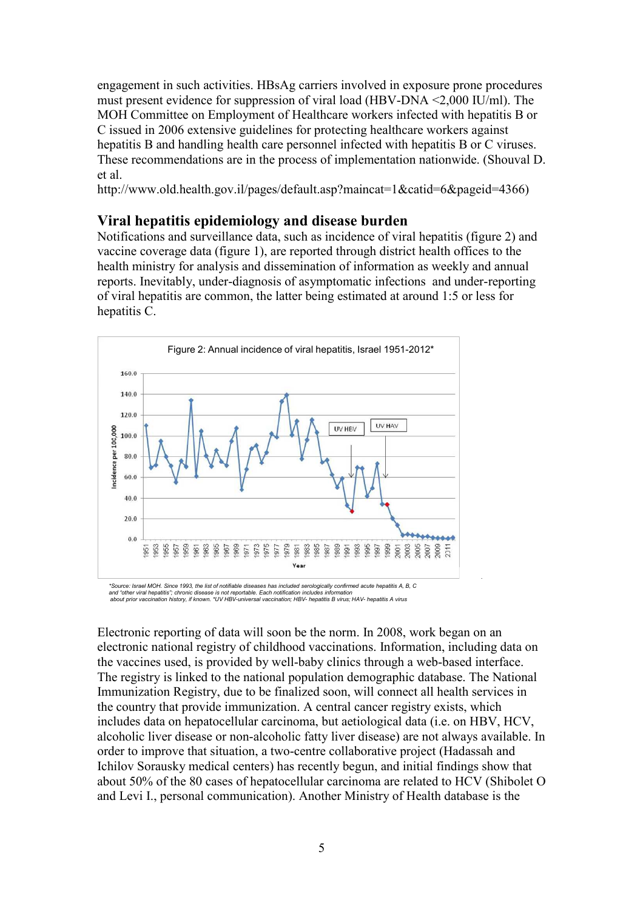engagement in such activities. HBsAg carriers involved in exposure prone procedures must present evidence for suppression of viral load (HBV-DNA <2,000 IU/ml). The MOH Committee on Employment of Healthcare workers infected with hepatitis B or C issued in 2006 extensive guidelines for protecting healthcare workers against hepatitis B and handling health care personnel infected with hepatitis B or C viruses. These recommendations are in the process of implementation nationwide. (Shouval D. et al. http://www.old.health.gov.il/pages/default.asp?maincat=1&catid=6&pageid=4366)

## Viral hepatitis epidemiology and disease burden

Notifications and surveillance data, such as incidence of viral hepatitis (figure 2) and vaccine coverage data (figure 1), are reported through district health offices to the health ministry for analysis and dissemination of information as weekly and annual reports. Inevitably, under-diagnosis of asymptomatic infections and under-reporting of viral hepatitis are common, the latter being estimated at around 1:5 or less for hepatitis C.

Figure 2: Annual incidence of viral hepatitis, Israel 1951-2012*

*Source: Israel MOH. Since 1993, the list of notifiable diseases has included serologically confirmed acute hepatitis A, B, C and "other viral hepatitis"; chronic disease is not reportable. Each notification includes information about prior vaccination history, if known. *UV HBV-universal vaccination; HBV- hepatitis B virus; HAV- hepatitis A virus

Electronic reporting of data will soon be the norm. In 2008, work began on an electronic national registry of childhood vaccinations. Information, including data on the vaccines used, is provided by well-baby clinics through a web-based interface. The registry is linked to the national population demographic database. The National Immunization Registry, due to be finalized soon, will connect all health services in the country that provide immunization. A central cancer registry exists, which includes data on hepatocellular carcinoma, but aetiological data (i.e. on HBV, HCV, alcoholic liver disease or non-alcoholic fatty liver disease) are not always available. In order to improve that situation, a two-centre collaborative project (Hadassah and Ichilov Sorausky medical centers) has recently begun, and initial findings show that about 50% of the 80 cases of hepatocellular carcinoma are related to HCV (Shibolet O and Levi I., personal communication). Another Ministry of Health database is the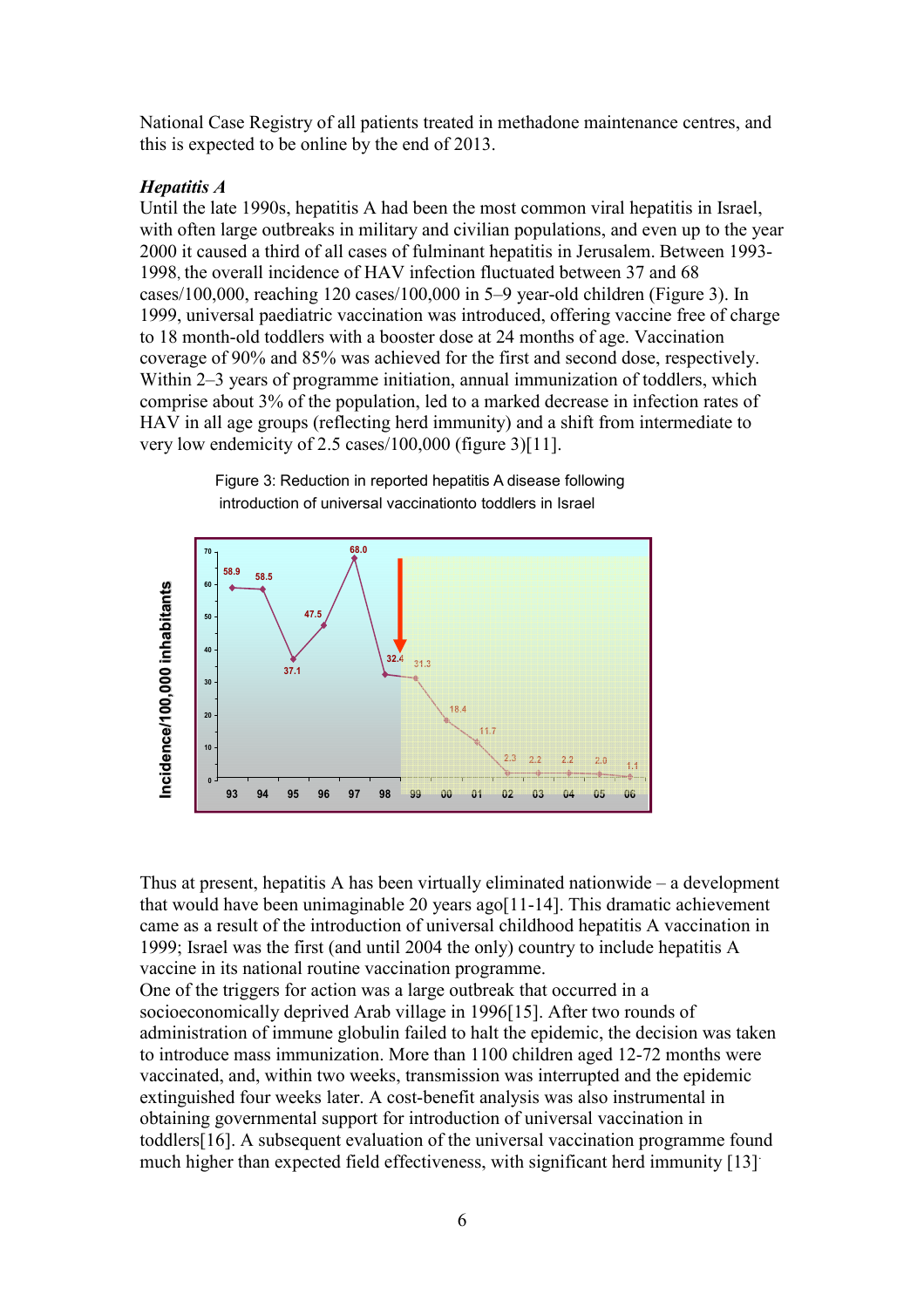National Case Registry of all patients treated in methadone maintenance centres, and this is expected to be online by the end of 2013.

***Hepatitis A***

Until the late 1990s, hepatitis A had been the most common viral hepatitis in Israel, with often large outbreaks in military and civilian populations, and even up to the year 2000 it caused a third of all cases of fulminant hepatitis in Jerusalem. Between 1993-1998, the overall incidence of HAV infection fluctuated between 37 and 68 cases/100,000, reaching 120 cases/100,000 in 5–9 year-old children (Figure 3). In 1999, universal paediatric vaccination was introduced, offering vaccine free of charge to 18 month-old toddlers with a booster dose at 24 months of age. Vaccination coverage of 90% and 85% was achieved for the first and second dose, respectively. Within 2–3 years of programme initiation, annual immunization of toddlers, which comprise about 3% of the population, led to a marked decrease in infection rates of HAV in all age groups (reflecting herd immunity) and a shift from intermediate to very low endemicity of 2.5 cases/100,000 (figure 3)[11].

Figure 3: Reduction in reported hepatitis A disease following introduction of universal vaccinationto toddlers in Israel

Thus at present, hepatitis A has been virtually eliminated nationwide – a development that would have been unimaginable 20 years ago[11-14]. This dramatic achievement came as a result of the introduction of universal childhood hepatitis A vaccination in 1999; Israel was the first (and until 2004 the only) country to include hepatitis A vaccine in its national routine vaccination programme.

One of the triggers for action was a large outbreak that occurred in a socioeconomically deprived Arab village in 1996[15]. After two rounds of administration of immune globulin failed to halt the epidemic, the decision was taken to introduce mass immunization. More than 1100 children aged 12-72 months were vaccinated, and, within two weeks, transmission was interrupted and the epidemic extinguished four weeks later. A cost-benefit analysis was also instrumental in obtaining governmental support for introduction of universal vaccination in toddlers[16]. A subsequent evaluation of the universal vaccination programme found much higher than expected field effectiveness, with significant herd immunity [13].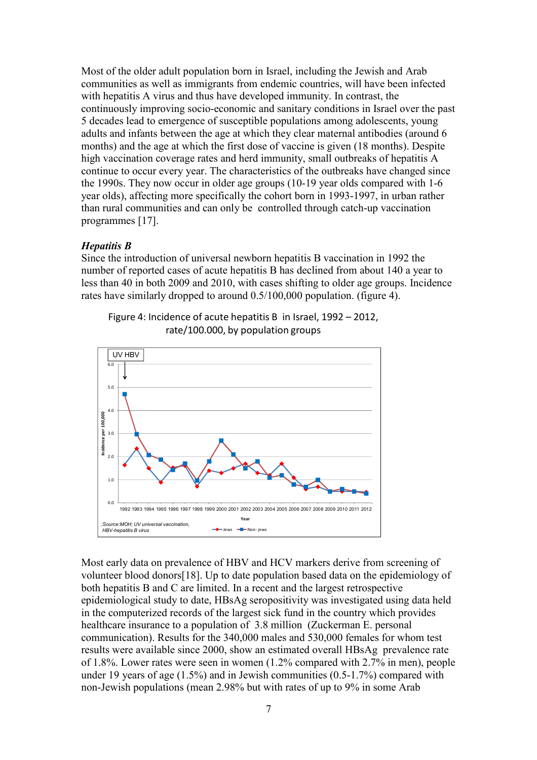Most of the older adult population born in Israel, including the Jewish and Arab communities as well as immigrants from endemic countries, will have been infected with hepatitis A virus and thus have developed immunity. In contrast, the continuously improving socio-economic and sanitary conditions in Israel over the past 5 decades lead to emergence of susceptible populations among adolescents, young adults and infants between the age at which they clear maternal antibodies (around 6 months) and the age at which the first dose of vaccine is given (18 months). Despite high vaccination coverage rates and herd immunity, small outbreaks of hepatitis A continue to occur every year. The characteristics of the outbreaks have changed since the 1990s. They now occur in older age groups (10-19 year olds compared with 1-6 year olds), affecting more specifically the cohort born in 1993-1997, in urban rather than rural communities and can only be controlled through catch-up vaccination programmes [17].

### *Hepatitis B*

Since the introduction of universal newborn hepatitis B vaccination in 1992 the number of reported cases of acute hepatitis B has declined from about 140 a year to less than 40 in both 2009 and 2010, with cases shifting to older age groups. Incidence rates have similarly dropped to around 0.5/100,000 population. (figure 4).

Figure 4: Incidence of acute hepatitis B in Israel, 1992 – 2012, rate/100.000, by population groups

;Source:MOH; UV universal vaccination, HBV-hepatitis B virus

Most early data on prevalence of HBV and HCV markers derive from screening of volunteer blood donors[18]. Up to date population based data on the epidemiology of both hepatitis B and C are limited. In a recent and the largest retrospective epidemiological study to date, HBsAg seropositivity was investigated using data held in the computerized records of the largest sick fund in the country which provides healthcare insurance to a population of 3.8 million (Zuckerman E. personal communication). Results for the 340,000 males and 530,000 females for whom test results were available since 2000, show an estimated overall HBsAg prevalence rate of 1.8%. Lower rates were seen in women (1.2% compared with 2.7% in men), people under 19 years of age (1.5%) and in Jewish communities (0.5-1.7%) compared with non-Jewish populations (mean 2.98% but with rates of up to 9% in some Arab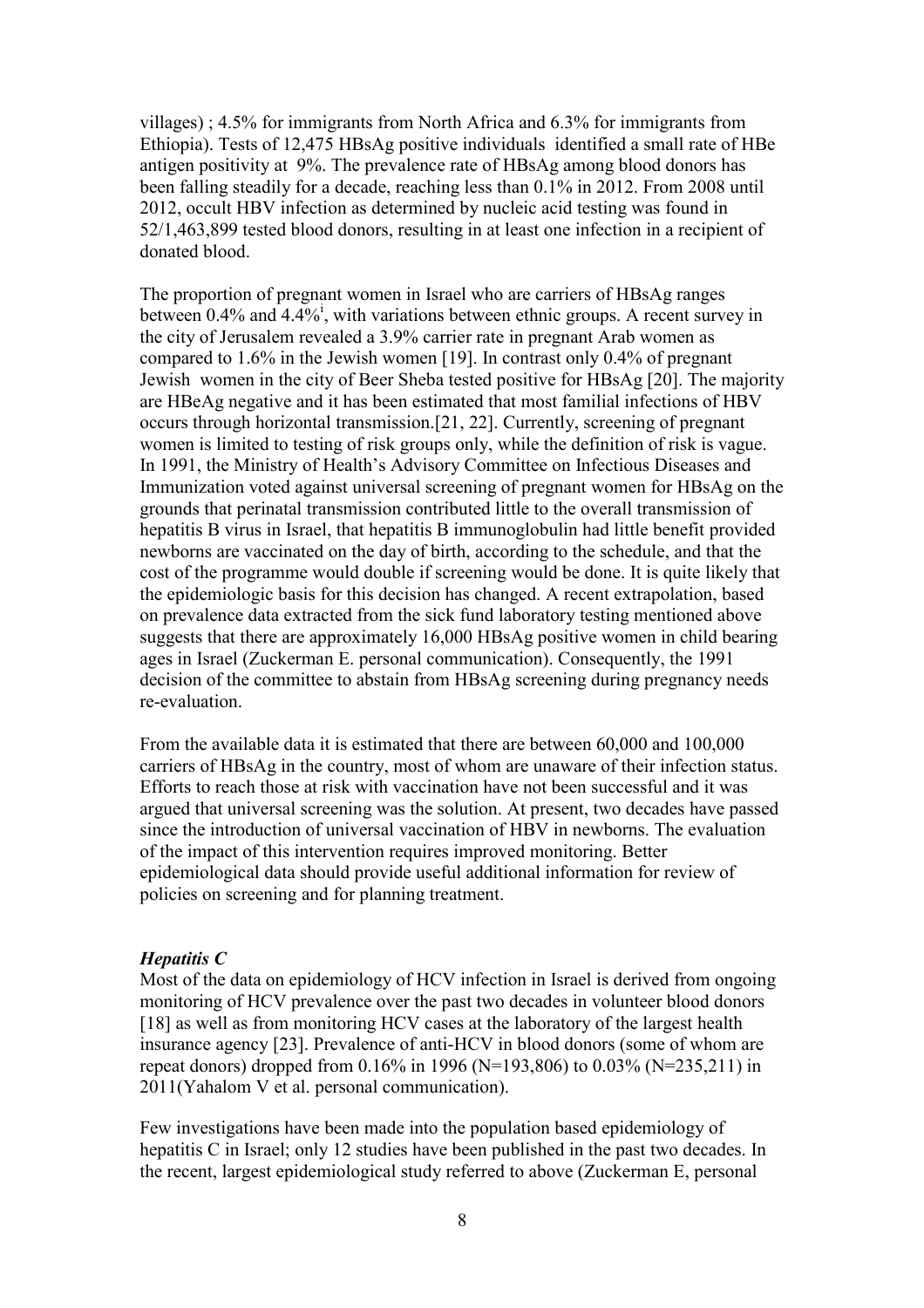villages) ; 4.5% for immigrants from North Africa and 6.3% for immigrants from Ethiopia). Tests of 12,475 HBsAg positive individuals identified a small rate of HBe antigen positivity at 9%. The prevalence rate of HBsAg among blood donors has been falling steadily for a decade, reaching less than 0.1% in 2012. From 2008 until 2012, occult HBV infection as determined by nucleic acid testing was found in 52/1,463,899 tested blood donors, resulting in at least one infection in a recipient of donated blood.

The proportion of pregnant women in Israel who are carriers of HBsAg ranges between 0.4% and 4.4%[i], with variations between ethnic groups. A recent survey in the city of Jerusalem revealed a 3.9% carrier rate in pregnant Arab women as compared to 1.6% in the Jewish women [19]. In contrast only 0.4% of pregnant Jewish women in the city of Beer Sheba tested positive for HBsAg [20]. The majority are HBeAg negative and it has been estimated that most familial infections of HBV occurs through horizontal transmission.[21, 22]. Currently, screening of pregnant women is limited to testing of risk groups only, while the definition of risk is vague. In 1991, the Ministry of Health's Advisory Committee on Infectious Diseases and Immunization voted against universal screening of pregnant women for HBsAg on the grounds that perinatal transmission contributed little to the overall transmission of hepatitis B virus in Israel, that hepatitis B immunoglobulin had little benefit provided newborns are vaccinated on the day of birth, according to the schedule, and that the cost of the programme would double if screening would be done. It is quite likely that the epidemiologic basis for this decision has changed. A recent extrapolation, based on prevalence data extracted from the sick fund laboratory testing mentioned above suggests that there are approximately 16,000 HBsAg positive women in child bearing ages in Israel (Zuckerman E. personal communication). Consequently, the 1991 decision of the committee to abstain from HBsAg screening during pregnancy needs re-evaluation.

From the available data it is estimated that there are between 60,000 and 100,000 carriers of HBsAg in the country, most of whom are unaware of their infection status. Efforts to reach those at risk with vaccination have not been successful and it was argued that universal screening was the solution. At present, two decades have passed since the introduction of universal vaccination of HBV in newborns. The evaluation of the impact of this intervention requires improved monitoring. Better epidemiological data should provide useful additional information for review of policies on screening and for planning treatment.

***Hepatitis C***

Most of the data on epidemiology of HCV infection in Israel is derived from ongoing monitoring of HCV prevalence over the past two decades in volunteer blood donors [18] as well as from monitoring HCV cases at the laboratory of the largest health insurance agency [23]. Prevalence of anti-HCV in blood donors (some of whom are repeat donors) dropped from 0.16% in 1996 (N=193,806) to 0.03% (N=235,211) in 2011(Yahalom V et al. personal communication).

Few investigations have been made into the population based epidemiology of hepatitis C in Israel; only 12 studies have been published in the past two decades. In the recent, largest epidemiological study referred to above (Zuckerman E, personal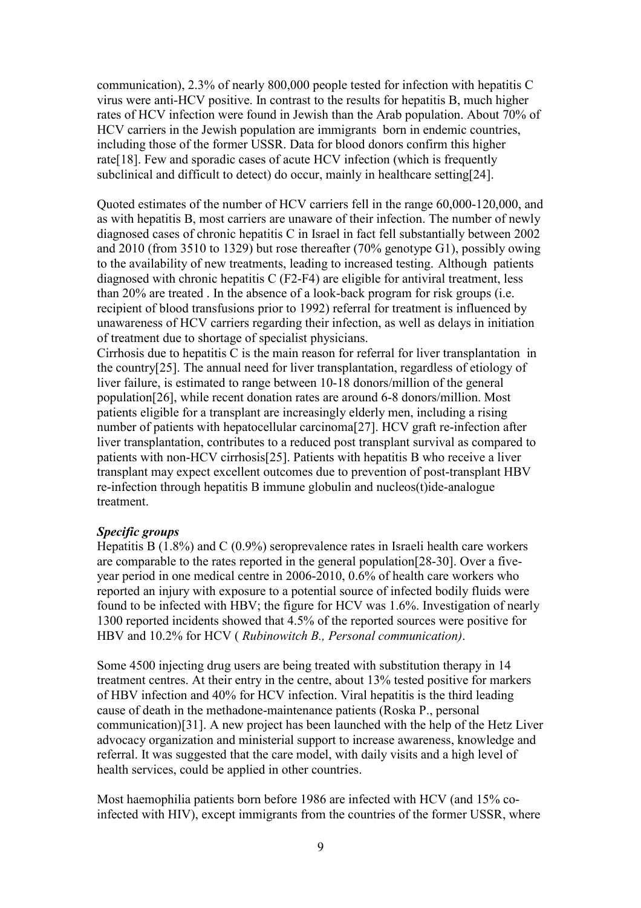communication), 2.3% of nearly 800,000 people tested for infection with hepatitis C virus were anti-HCV positive. In contrast to the results for hepatitis B, much higher rates of HCV infection were found in Jewish than the Arab population. About 70% of HCV carriers in the Jewish population are immigrants born in endemic countries, including those of the former USSR. Data for blood donors confirm this higher rate[18]. Few and sporadic cases of acute HCV infection (which is frequently subclinical and difficult to detect) do occur, mainly in healthcare setting[24].

Quoted estimates of the number of HCV carriers fell in the range 60,000-120,000, and as with hepatitis B, most carriers are unaware of their infection. The number of newly diagnosed cases of chronic hepatitis C in Israel in fact fell substantially between 2002 and 2010 (from 3510 to 1329) but rose thereafter (70% genotype G1), possibly owing to the availability of new treatments, leading to increased testing. Although patients diagnosed with chronic hepatitis C (F2-F4) are eligible for antiviral treatment, less than 20% are treated . In the absence of a look-back program for risk groups (i.e. recipient of blood transfusions prior to 1992) referral for treatment is influenced by unawareness of HCV carriers regarding their infection, as well as delays in initiation of treatment due to shortage of specialist physicians.
Cirrhosis due to hepatitis C is the main reason for referral for liver transplantation in the country[25]. The annual need for liver transplantation, regardless of etiology of liver failure, is estimated to range between 10-18 donors/million of the general population[26], while recent donation rates are around 6-8 donors/million. Most patients eligible for a transplant are increasingly elderly men, including a rising number of patients with hepatocellular carcinoma[27]. HCV graft re-infection after liver transplantation, contributes to a reduced post transplant survival as compared to patients with non-HCV cirrhosis[25]. Patients with hepatitis B who receive a liver transplant may expect excellent outcomes due to prevention of post-transplant HBV re-infection through hepatitis B immune globulin and nucleos(t)ide-analogue treatment.

***Specific groups***
Hepatitis B (1.8%) and C (0.9%) seroprevalence rates in Israeli health care workers are comparable to the rates reported in the general population[28-30]. Over a five-year period in one medical centre in 2006-2010, 0.6% of health care workers who reported an injury with exposure to a potential source of infected bodily fluids were found to be infected with HBV; the figure for HCV was 1.6%. Investigation of nearly 1300 reported incidents showed that 4.5% of the reported sources were positive for HBV and 10.2% for HCV ( *Rubinowitch B., Personal communication)*.

Some 4500 injecting drug users are being treated with substitution therapy in 14 treatment centres. At their entry in the centre, about 13% tested positive for markers of HBV infection and 40% for HCV infection. Viral hepatitis is the third leading cause of death in the methadone-maintenance patients (Roska P., personal communication)[31]. A new project has been launched with the help of the Hetz Liver advocacy organization and ministerial support to increase awareness, knowledge and referral. It was suggested that the care model, with daily visits and a high level of health services, could be applied in other countries.

Most haemophilia patients born before 1986 are infected with HCV (and 15% co-infected with HIV), except immigrants from the countries of the former USSR, where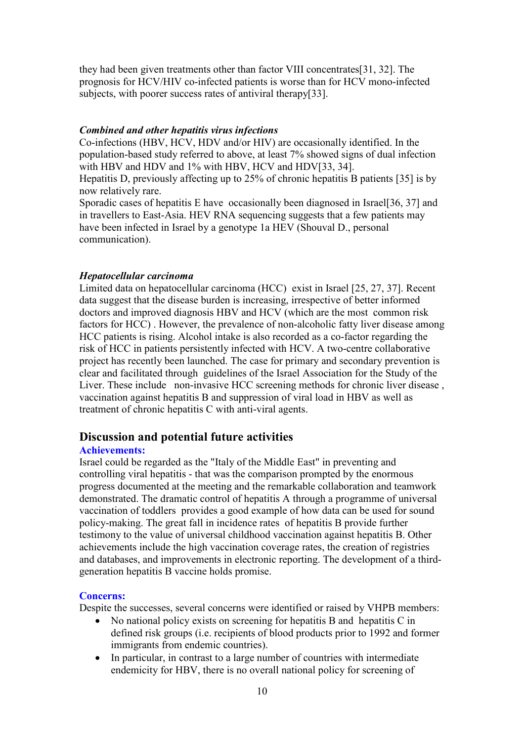they had been given treatments other than factor VIII concentrates[31, 32]. The prognosis for HCV/HIV co-infected patients is worse than for HCV mono-infected subjects, with poorer success rates of antiviral therapy[33].

### *Combined and other hepatitis virus infections*

Co-infections (HBV, HCV, HDV and/or HIV) are occasionally identified. In the population-based study referred to above, at least 7% showed signs of dual infection with HBV and HDV and 1% with HBV, HCV and HDV[33, 34].

Hepatitis D, previously affecting up to 25% of chronic hepatitis B patients [35] is by now relatively rare.

Sporadic cases of hepatitis E have occasionally been diagnosed in Israel[36, 37] and in travellers to East-Asia. HEV RNA sequencing suggests that a few patients may have been infected in Israel by a genotype 1a HEV (Shouval D., personal communication).

### *Hepatocellular carcinoma*

Limited data on hepatocellular carcinoma (HCC) exist in Israel [25, 27, 37]. Recent data suggest that the disease burden is increasing, irrespective of better informed doctors and improved diagnosis HBV and HCV (which are the most common risk factors for HCC) . However, the prevalence of non-alcoholic fatty liver disease among HCC patients is rising. Alcohol intake is also recorded as a co-factor regarding the risk of HCC in patients persistently infected with HCV. A two-centre collaborative project has recently been launched. The case for primary and secondary prevention is clear and facilitated through guidelines of the Israel Association for the Study of the Liver. These include non-invasive HCC screening methods for chronic liver disease , vaccination against hepatitis B and suppression of viral load in HBV as well as treatment of chronic hepatitis C with anti-viral agents.

## Discussion and potential future activities

**Achievements:**

Israel could be regarded as the "Italy of the Middle East" in preventing and controlling viral hepatitis - that was the comparison prompted by the enormous progress documented at the meeting and the remarkable collaboration and teamwork demonstrated. The dramatic control of hepatitis A through a programme of universal vaccination of toddlers provides a good example of how data can be used for sound policy-making. The great fall in incidence rates of hepatitis B provide further testimony to the value of universal childhood vaccination against hepatitis B. Other achievements include the high vaccination coverage rates, the creation of registries and databases, and improvements in electronic reporting. The development of a third-generation hepatitis B vaccine holds promise.

**Concerns:**

Despite the successes, several concerns were identified or raised by VHPB members:

- No national policy exists on screening for hepatitis B and hepatitis C in defined risk groups (i.e. recipients of blood products prior to 1992 and former immigrants from endemic countries).
- In particular, in contrast to a large number of countries with intermediate endemicity for HBV, there is no overall national policy for screening of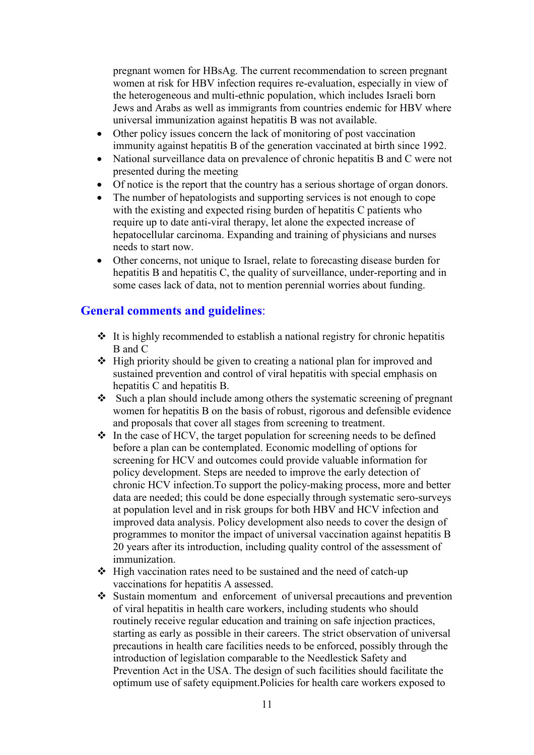pregnant women for HBsAg. The current recommendation to screen pregnant women at risk for HBV infection requires re-evaluation, especially in view of the heterogeneous and multi-ethnic population, which includes Israeli born Jews and Arabs as well as immigrants from countries endemic for HBV where universal immunization against hepatitis B was not available.

- Other policy issues concern the lack of monitoring of post vaccination immunity against hepatitis B of the generation vaccinated at birth since 1992.
- National surveillance data on prevalence of chronic hepatitis B and C were not presented during the meeting
- Of notice is the report that the country has a serious shortage of organ donors.
- The number of hepatologists and supporting services is not enough to cope with the existing and expected rising burden of hepatitis C patients who require up to date anti-viral therapy, let alone the expected increase of hepatocellular carcinoma. Expanding and training of physicians and nurses needs to start now.
- Other concerns, not unique to Israel, relate to forecasting disease burden for hepatitis B and hepatitis C, the quality of surveillance, under-reporting and in some cases lack of data, not to mention perennial worries about funding.

## General comments and guidelines:

- It is highly recommended to establish a national registry for chronic hepatitis B and C
- High priority should be given to creating a national plan for improved and sustained prevention and control of viral hepatitis with special emphasis on hepatitis C and hepatitis B.
- Such a plan should include among others the systematic screening of pregnant women for hepatitis B on the basis of robust, rigorous and defensible evidence and proposals that cover all stages from screening to treatment.
- In the case of HCV, the target population for screening needs to be defined before a plan can be contemplated. Economic modelling of options for screening for HCV and outcomes could provide valuable information for policy development. Steps are needed to improve the early detection of chronic HCV infection.To support the policy-making process, more and better data are needed; this could be done especially through systematic sero-surveys at population level and in risk groups for both HBV and HCV infection and improved data analysis. Policy development also needs to cover the design of programmes to monitor the impact of universal vaccination against hepatitis B 20 years after its introduction, including quality control of the assessment of immunization.
- High vaccination rates need to be sustained and the need of catch-up vaccinations for hepatitis A assessed.
- Sustain momentum and enforcement of universal precautions and prevention of viral hepatitis in health care workers, including students who should routinely receive regular education and training on safe injection practices, starting as early as possible in their careers. The strict observation of universal precautions in health care facilities needs to be enforced, possibly through the introduction of legislation comparable to the Needlestick Safety and Prevention Act in the USA. The design of such facilities should facilitate the optimum use of safety equipment.Policies for health care workers exposed to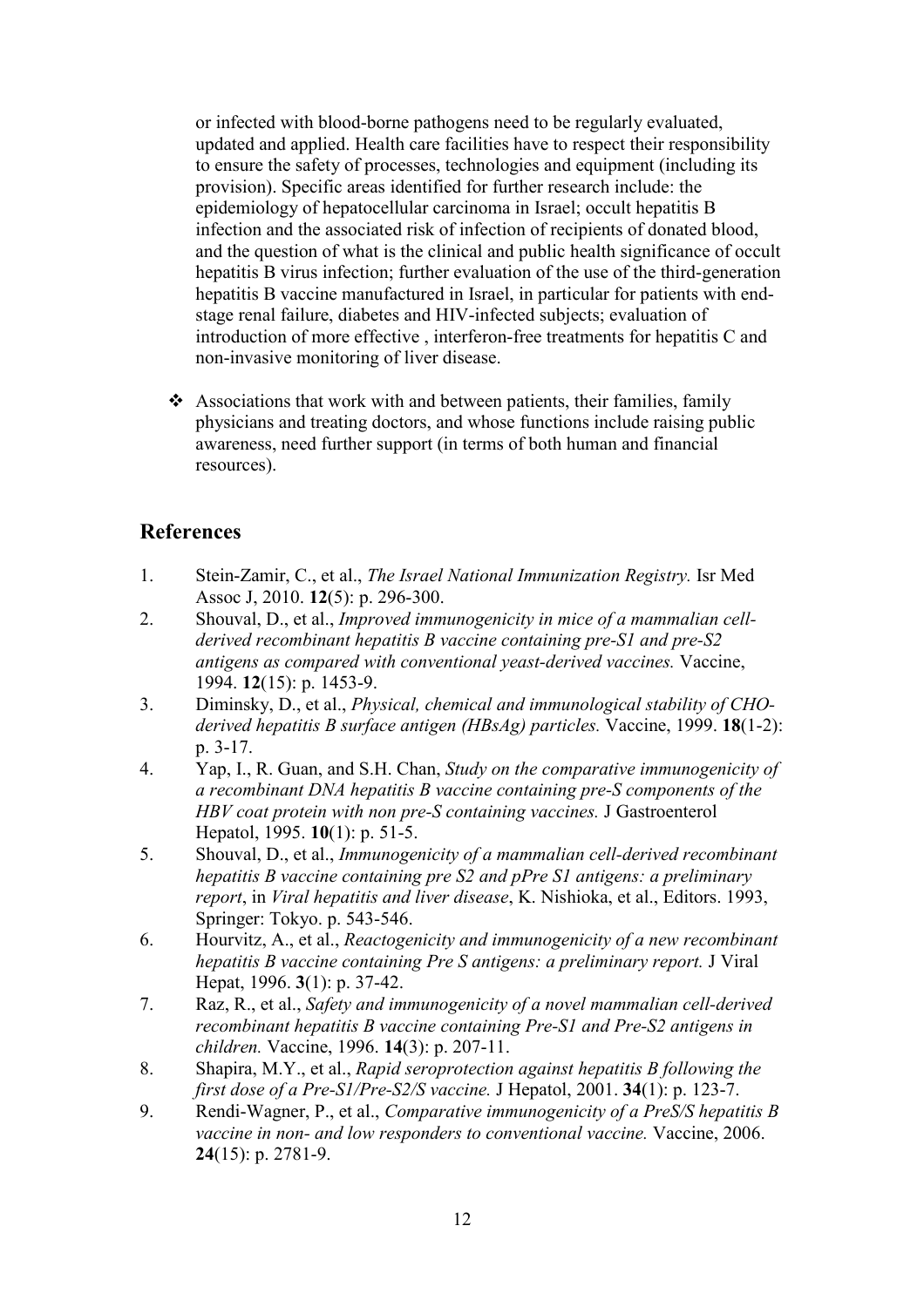or infected with blood-borne pathogens need to be regularly evaluated, updated and applied. Health care facilities have to respect their responsibility to ensure the safety of processes, technologies and equipment (including its provision). Specific areas identified for further research include: the epidemiology of hepatocellular carcinoma in Israel; occult hepatitis B infection and the associated risk of infection of recipients of donated blood, and the question of what is the clinical and public health significance of occult hepatitis B virus infection; further evaluation of the use of the third-generation hepatitis B vaccine manufactured in Israel, in particular for patients with end-stage renal failure, diabetes and HIV-infected subjects; evaluation of introduction of more effective , interferon-free treatments for hepatitis C and non-invasive monitoring of liver disease.

- ❖ Associations that work with and between patients, their families, family physicians and treating doctors, and whose functions include raising public awareness, need further support (in terms of both human and financial resources).

## References

1. Stein-Zamir, C., et al., *The Israel National Immunization Registry.* Isr Med Assoc J, 2010. **12**(5): p. 296-300.
2. Shouval, D., et al., *Improved immunogenicity in mice of a mammalian cell-derived recombinant hepatitis B vaccine containing pre-S1 and pre-S2 antigens as compared with conventional yeast-derived vaccines.* Vaccine, 1994. **12**(15): p. 1453-9.
3. Diminsky, D., et al., *Physical, chemical and immunological stability of CHO-derived hepatitis B surface antigen (HBsAg) particles.* Vaccine, 1999. **18**(1-2): p. 3-17.
4. Yap, I., R. Guan, and S.H. Chan, *Study on the comparative immunogenicity of a recombinant DNA hepatitis B vaccine containing pre-S components of the HBV coat protein with non pre-S containing vaccines.* J Gastroenterol Hepatol, 1995. **10**(1): p. 51-5.
5. Shouval, D., et al., *Immunogenicity of a mammalian cell-derived recombinant hepatitis B vaccine containing pre S2 and pPre S1 antigens: a preliminary report*, in *Viral hepatitis and liver disease*, K. Nishioka, et al., Editors. 1993, Springer: Tokyo. p. 543-546.
6. Hourvitz, A., et al., *Reactogenicity and immunogenicity of a new recombinant hepatitis B vaccine containing Pre S antigens: a preliminary report.* J Viral Hepat, 1996. **3**(1): p. 37-42.
7. Raz, R., et al., *Safety and immunogenicity of a novel mammalian cell-derived recombinant hepatitis B vaccine containing Pre-S1 and Pre-S2 antigens in children.* Vaccine, 1996. **14**(3): p. 207-11.
8. Shapira, M.Y., et al., *Rapid seroprotection against hepatitis B following the first dose of a Pre-S1/Pre-S2/S vaccine.* J Hepatol, 2001. **34**(1): p. 123-7.
9. Rendi-Wagner, P., et al., *Comparative immunogenicity of a PreS/S hepatitis B vaccine in non- and low responders to conventional vaccine.* Vaccine, 2006. **24**(15): p. 2781-9.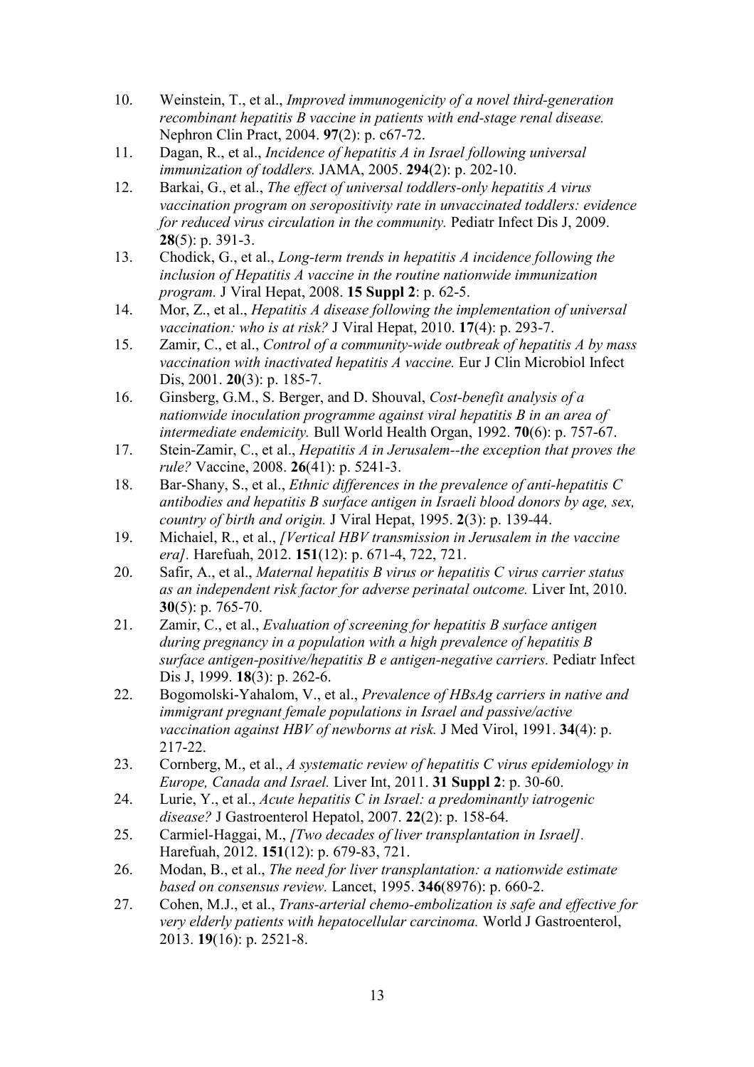10. Weinstein, T., et al., *Improved immunogenicity of a novel third-generation recombinant hepatitis B vaccine in patients with end-stage renal disease.* Nephron Clin Pract, 2004. **97**(2): p. c67-72.
11. Dagan, R., et al., *Incidence of hepatitis A in Israel following universal immunization of toddlers.* JAMA, 2005. **294**(2): p. 202-10.
12. Barkai, G., et al., *The effect of universal toddlers-only hepatitis A virus vaccination program on seropositivity rate in unvaccinated toddlers: evidence for reduced virus circulation in the community.* Pediatr Infect Dis J, 2009. **28**(5): p. 391-3.
13. Chodick, G., et al., *Long-term trends in hepatitis A incidence following the inclusion of Hepatitis A vaccine in the routine nationwide immunization program.* J Viral Hepat, 2008. **15 Suppl 2**: p. 62-5.
14. Mor, Z., et al., *Hepatitis A disease following the implementation of universal vaccination: who is at risk?* J Viral Hepat, 2010. **17**(4): p. 293-7.
15. Zamir, C., et al., *Control of a community-wide outbreak of hepatitis A by mass vaccination with inactivated hepatitis A vaccine.* Eur J Clin Microbiol Infect Dis, 2001. **20**(3): p. 185-7.
16. Ginsberg, G.M., S. Berger, and D. Shouval, *Cost-benefit analysis of a nationwide inoculation programme against viral hepatitis B in an area of intermediate endemicity.* Bull World Health Organ, 1992. **70**(6): p. 757-67.
17. Stein-Zamir, C., et al., *Hepatitis A in Jerusalem--the exception that proves the rule?* Vaccine, 2008. **26**(41): p. 5241-3.
18. Bar-Shany, S., et al., *Ethnic differences in the prevalence of anti-hepatitis C antibodies and hepatitis B surface antigen in Israeli blood donors by age, sex, country of birth and origin.* J Viral Hepat, 1995. **2**(3): p. 139-44.
19. Michaiel, R., et al., *[Vertical HBV transmission in Jerusalem in the vaccine era].* Harefuah, 2012. **151**(12): p. 671-4, 722, 721.
20. Safir, A., et al., *Maternal hepatitis B virus or hepatitis C virus carrier status as an independent risk factor for adverse perinatal outcome.* Liver Int, 2010. **30**(5): p. 765-70.
21. Zamir, C., et al., *Evaluation of screening for hepatitis B surface antigen during pregnancy in a population with a high prevalence of hepatitis B surface antigen-positive/hepatitis B e antigen-negative carriers.* Pediatr Infect Dis J, 1999. **18**(3): p. 262-6.
22. Bogomolski-Yahalom, V., et al., *Prevalence of HBsAg carriers in native and immigrant pregnant female populations in Israel and passive/active vaccination against HBV of newborns at risk.* J Med Virol, 1991. **34**(4): p. 217-22.
23. Cornberg, M., et al., *A systematic review of hepatitis C virus epidemiology in Europe, Canada and Israel.* Liver Int, 2011. **31 Suppl 2**: p. 30-60.
24. Lurie, Y., et al., *Acute hepatitis C in Israel: a predominantly iatrogenic disease?* J Gastroenterol Hepatol, 2007. **22**(2): p. 158-64.
25. Carmiel-Haggai, M., *[Two decades of liver transplantation in Israel].* Harefuah, 2012. **151**(12): p. 679-83, 721.
26. Modan, B., et al., *The need for liver transplantation: a nationwide estimate based on consensus review.* Lancet, 1995. **346**(8976): p. 660-2.
27. Cohen, M.J., et al., *Trans-arterial chemo-embolization is safe and effective for very elderly patients with hepatocellular carcinoma.* World J Gastroenterol, 2013. **19**(16): p. 2521-8.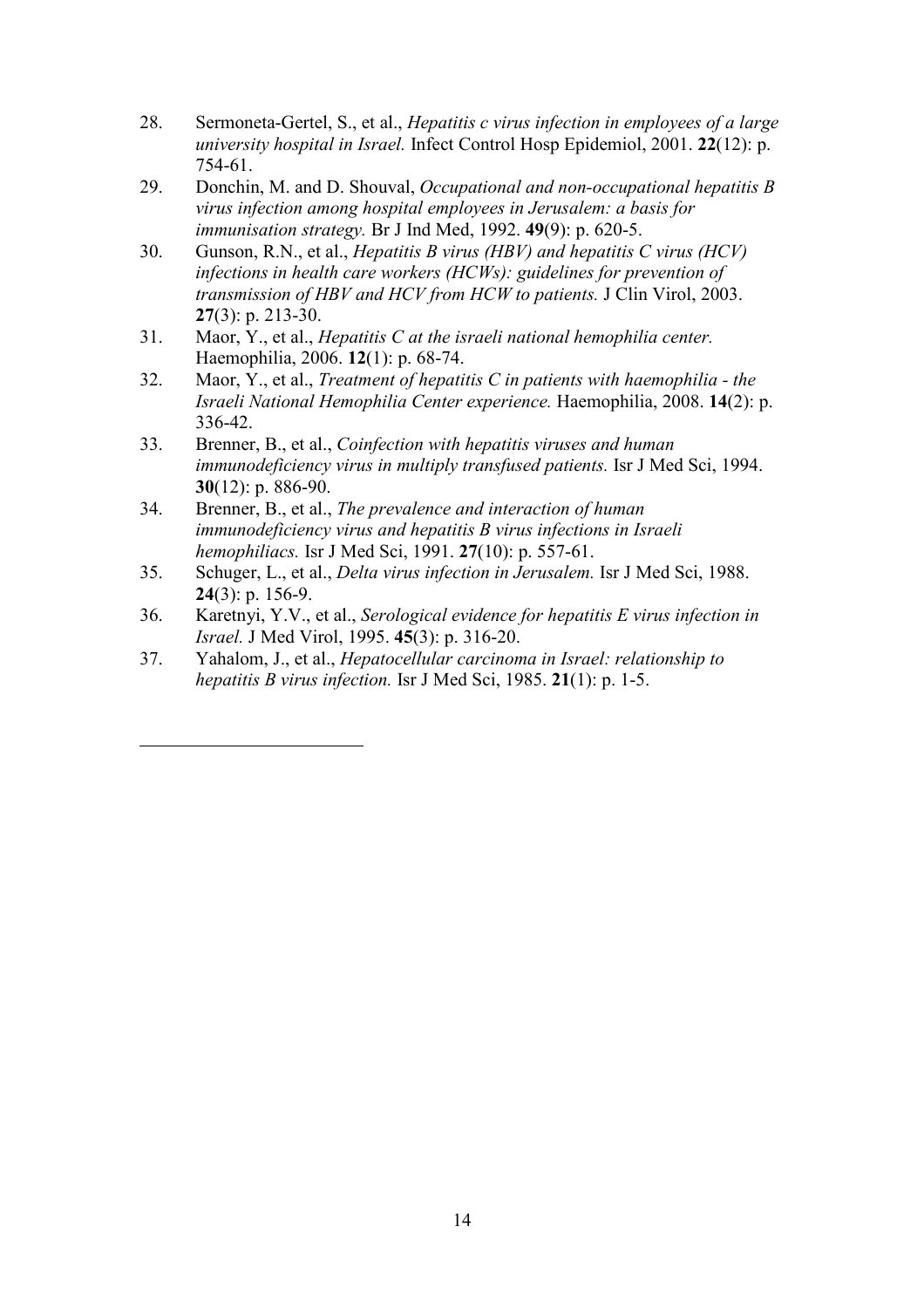28. Sermoneta-Gertel, S., et al., *Hepatitis c virus infection in employees of a large university hospital in Israel.* Infect Control Hosp Epidemiol, 2001. **22**(12): p. 754-61.
29. Donchin, M. and D. Shouval, *Occupational and non-occupational hepatitis B virus infection among hospital employees in Jerusalem: a basis for immunisation strategy.* Br J Ind Med, 1992. **49**(9): p. 620-5.
30. Gunson, R.N., et al., *Hepatitis B virus (HBV) and hepatitis C virus (HCV) infections in health care workers (HCWs): guidelines for prevention of transmission of HBV and HCV from HCW to patients.* J Clin Virol, 2003. **27**(3): p. 213-30.
31. Maor, Y., et al., *Hepatitis C at the israeli national hemophilia center.* Haemophilia, 2006. **12**(1): p. 68-74.
32. Maor, Y., et al., *Treatment of hepatitis C in patients with haemophilia - the Israeli National Hemophilia Center experience.* Haemophilia, 2008. **14**(2): p. 336-42.
33. Brenner, B., et al., *Coinfection with hepatitis viruses and human immunodeficiency virus in multiply transfused patients.* Isr J Med Sci, 1994. **30**(12): p. 886-90.
34. Brenner, B., et al., *The prevalence and interaction of human immunodeficiency virus and hepatitis B virus infections in Israeli hemophiliacs.* Isr J Med Sci, 1991. **27**(10): p. 557-61.
35. Schuger, L., et al., *Delta virus infection in Jerusalem.* Isr J Med Sci, 1988. **24**(3): p. 156-9.
36. Karetnyi, Y.V., et al., *Serological evidence for hepatitis E virus infection in Israel.* J Med Virol, 1995. **45**(3): p. 316-20.
37. Yahalom, J., et al., *Hepatocellular carcinoma in Israel: relationship to hepatitis B virus infection.* Isr J Med Sci, 1985. **21**(1): p. 1-5.